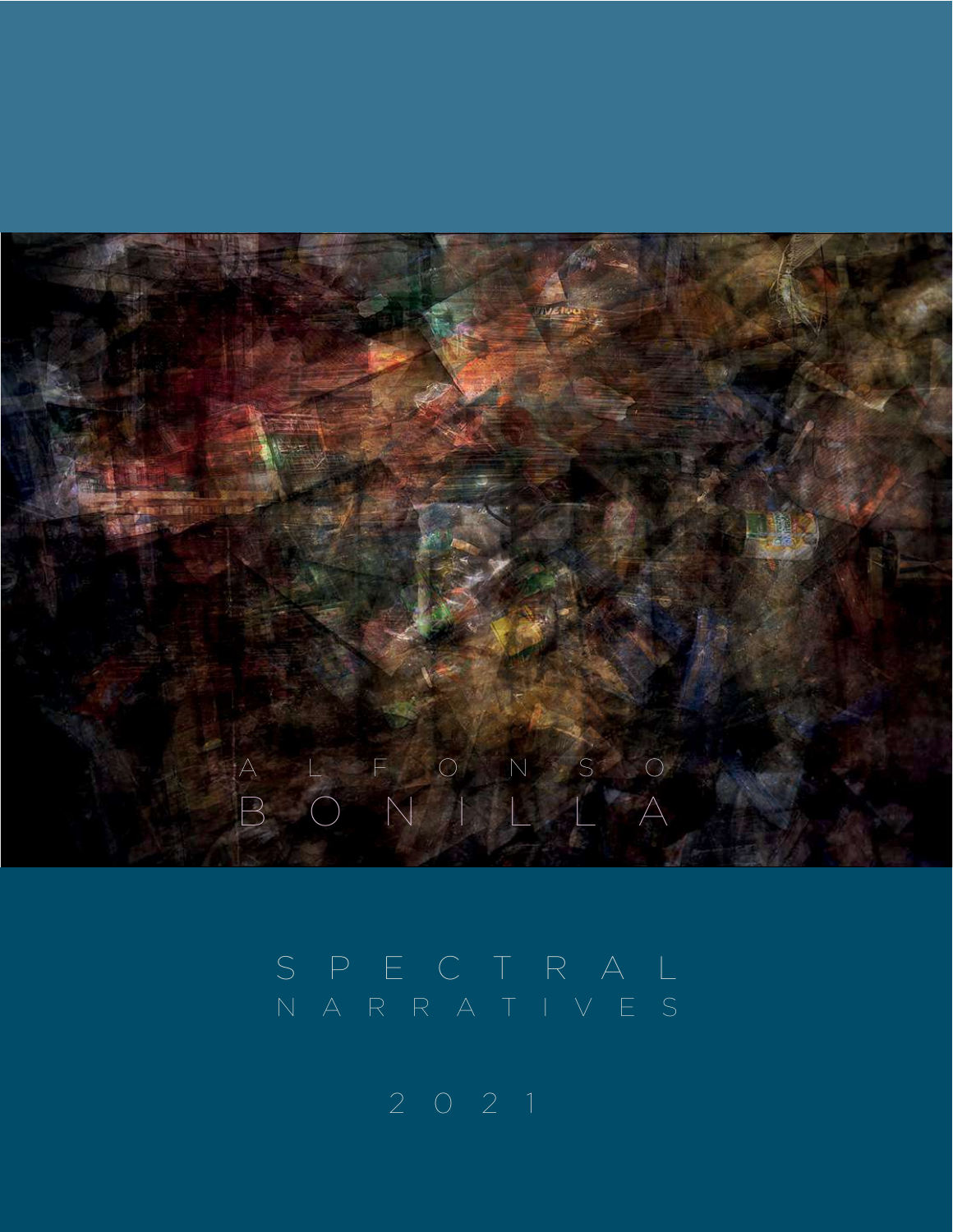# ALFONSO BONILLA

## SPECTRAL NARRATIVES

2021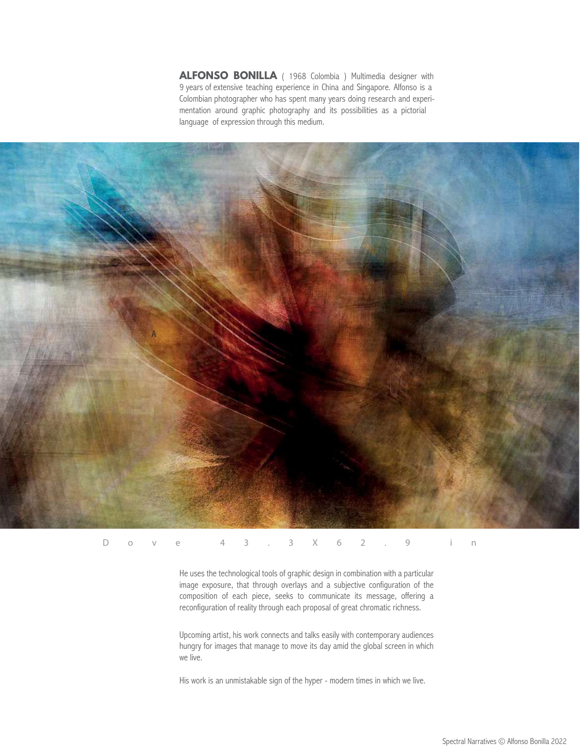**ALFONSO BONILLA** ( 1968 Colombia ) Multimedia designer with 9 years of extensive teaching experience in China and Singapore. Alfonso is a Colombian photographer who has spent many years doing research and experimentation around graphic photography and its possibilities as a pictorial language of expression through this medium.

Dove 43.3X62.9 in

He uses the technological tools of graphic design in combination with a particular image exposure, that through overlays and a subjective configuration of the composition of each piece, seeks to communicate its message, offering a reconfiguration of reality through each proposal of great chromatic richness.

Upcoming artist, his work connects and talks easily with contemporary audiences hungry for images that manage to move its day amid the global screen in which we live.

His work is an unmistakable sign of the hyper - modern times in which we live.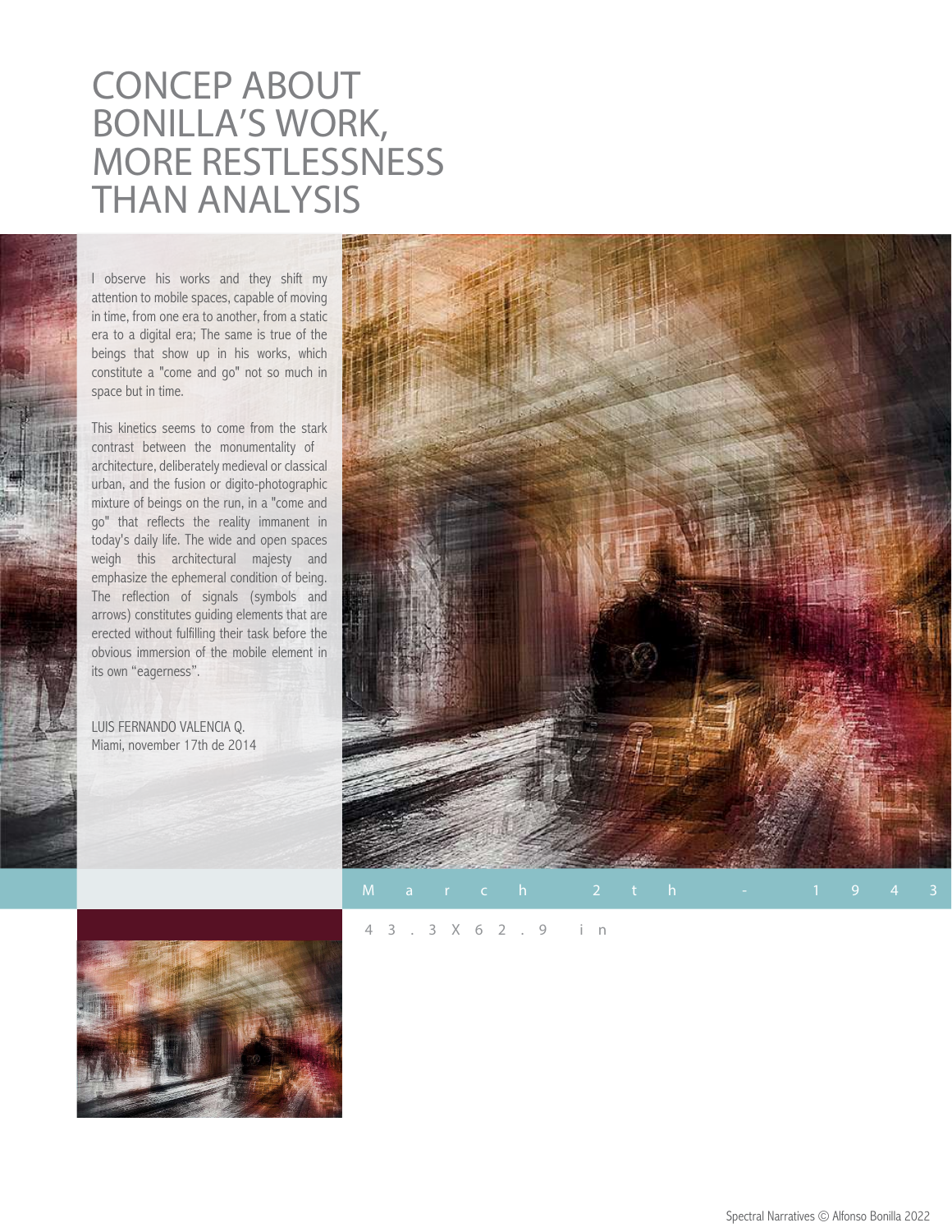# CONCEP ABOUT BONILLA'S WORK, MORE RESTLESSNESS THAN ANALYSIS

I observe his works and they shift my attention to mobile spaces, capable of moving in time, from one era to another, from a static era to a digital era; The same is true of the beings that show up in his works, which constitute a "come and go" not so much in space but in time.

This kinetics seems to come from the stark contrast between the monumentality of architecture, deliberately medieval or classical urban, and the fusion or digito-photographic mixture of beings on the run, in a "come and go" that reflects the reality immanent in today's daily life. The wide and open spaces weigh this architectural majesty and emphasize the ephemeral condition of being. The reflection of signals (symbols and arrows) constitutes guiding elements that are erected without fulfilling their task before the obvious immersion of the mobile element in its own "eagerness".

LUIS FERNANDO VALENCIA Q.
Miami, november 17th de 2014

March 2th - 1943

43.3X62.9 in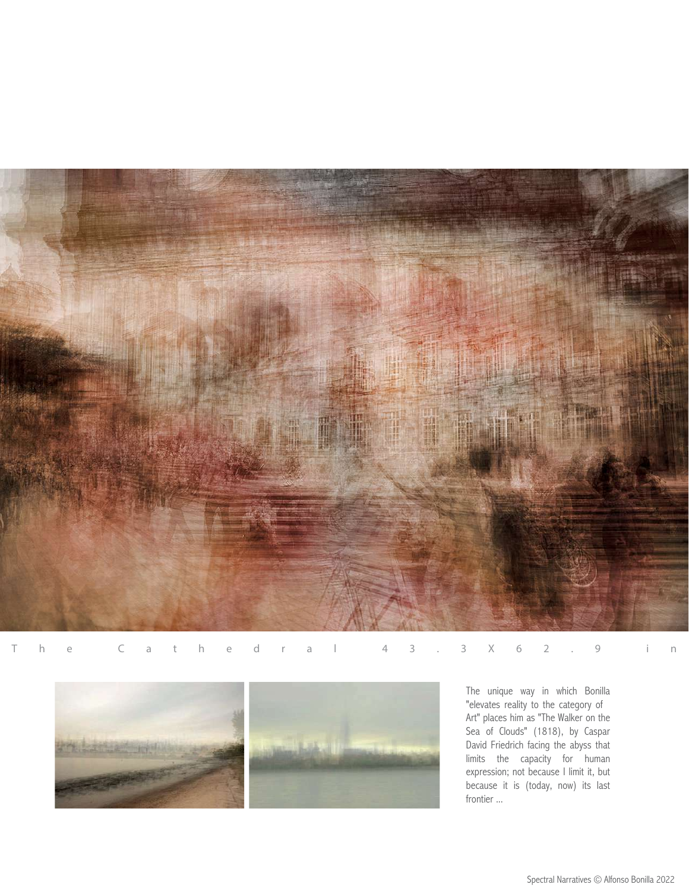The Cathedral 43.3 X 62.9 in

The unique way in which Bonilla "elevates reality to the category of Art" places him as "The Walker on the Sea of Clouds" (1818), by Caspar David Friedrich facing the abyss that limits the capacity for human expression; not because I limit it, but because it is (today, now) its last frontier ...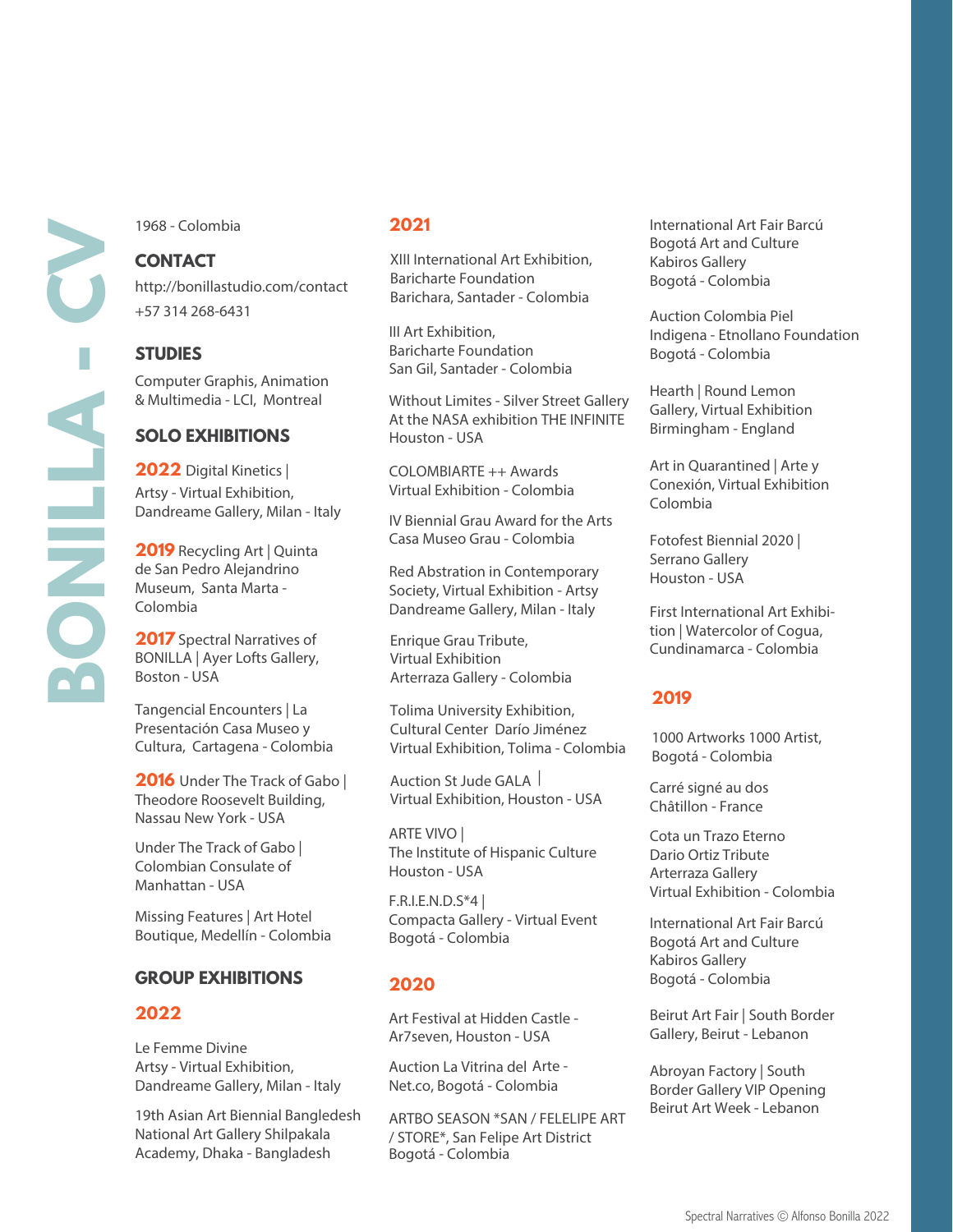# BONILLA - CV

1968 - Colombia

## CONTACT

http://bonillastudio.com/contact
+57 314 268-6431

## STUDIES

Computer Graphis, Animation & Multimedia - LCI, Montreal

## SOLO EXHIBITIONS

**2022** Digital Kinetics | Artsy - Virtual Exhibition, Dandreame Gallery, Milan - Italy

**2019** Recycling Art | Quinta de San Pedro Alejandrino Museum, Santa Marta - Colombia

**2017** Spectral Narratives of BONILLA | Ayer Lofts Gallery, Boston - USA

Tangencial Encounters | La Presentación Casa Museo y Cultura, Cartagena - Colombia

**2016** Under The Track of Gabo | Theodore Roosevelt Building, Nassau New York - USA

Under The Track of Gabo | Colombian Consulate of Manhattan - USA

Missing Features | Art Hotel Boutique, Medellín - Colombia

## GROUP EXHIBITIONS

### 2022

Le Femme Divine
Artsy - Virtual Exhibition,
Dandreame Gallery, Milan - Italy

19th Asian Art Biennial Bangledesh
National Art Gallery Shilpakala
Academy, Dhaka - Bangladesh

### 2021

XIII International Art Exhibition,
Baricharte Foundation
Barichara, Santader - Colombia

III Art Exhibition,
Baricharte Foundation
San Gil, Santader - Colombia

Without Limites - Silver Street Gallery
At the NASA exhibition THE INFINITE
Houston - USA

COLOMBIARTE ++ Awards
Virtual Exhibition - Colombia

IV Biennial Grau Award for the Arts
Casa Museo Grau - Colombia

Red Abstration in Contemporary
Society, Virtual Exhibition - Artsy
Dandreame Gallery, Milan - Italy

Enrique Grau Tribute,
Virtual Exhibition
Arterraza Gallery - Colombia

Tolima University Exhibition,
Cultural Center Darío Jiménez
Virtual Exhibition, Tolima - Colombia

Auction St Jude GALA |
Virtual Exhibition, Houston - USA

ARTE VIVO |
The Institute of Hispanic Culture
Houston - USA

F.R.I.E.N.D.S*4 |
Compacta Gallery - Virtual Event
Bogotá - Colombia

### 2020

Art Festival at Hidden Castle -
Ar7seven, Houston - USA

Auction La Vitrina del Arte -
Net.co, Bogotá - Colombia

ARTBO SEASON *SAN / FELELIPE ART
/ STORE*, San Felipe Art District
Bogotá - Colombia

International Art Fair Barcú
Bogotá Art and Culture
Kabiros Gallery
Bogotá - Colombia

Auction Colombia Piel
Indigena - Etnollano Foundation
Bogotá - Colombia

Hearth | Round Lemon
Gallery, Virtual Exhibition
Birmingham - England

Art in Quarantined | Arte y
Conexión, Virtual Exhibition
Colombia

Fotofest Biennial 2020 |
Serrano Gallery
Houston - USA

First International Art Exhibition | Watercolor of Cogua,
Cundinamarca - Colombia

### 2019

1000 Artworks 1000 Artist,
Bogotá - Colombia

Carré signé au dos
Châtillon - France

Cota un Trazo Eterno
Dario Ortiz Tribute
Arterraza Gallery
Virtual Exhibition - Colombia

International Art Fair Barcú
Bogotá Art and Culture
Kabiros Gallery
Bogotá - Colombia

Beirut Art Fair | South Border
Gallery, Beirut - Lebanon

Abroyan Factory | South
Border Gallery VIP Opening
Beirut Art Week - Lebanon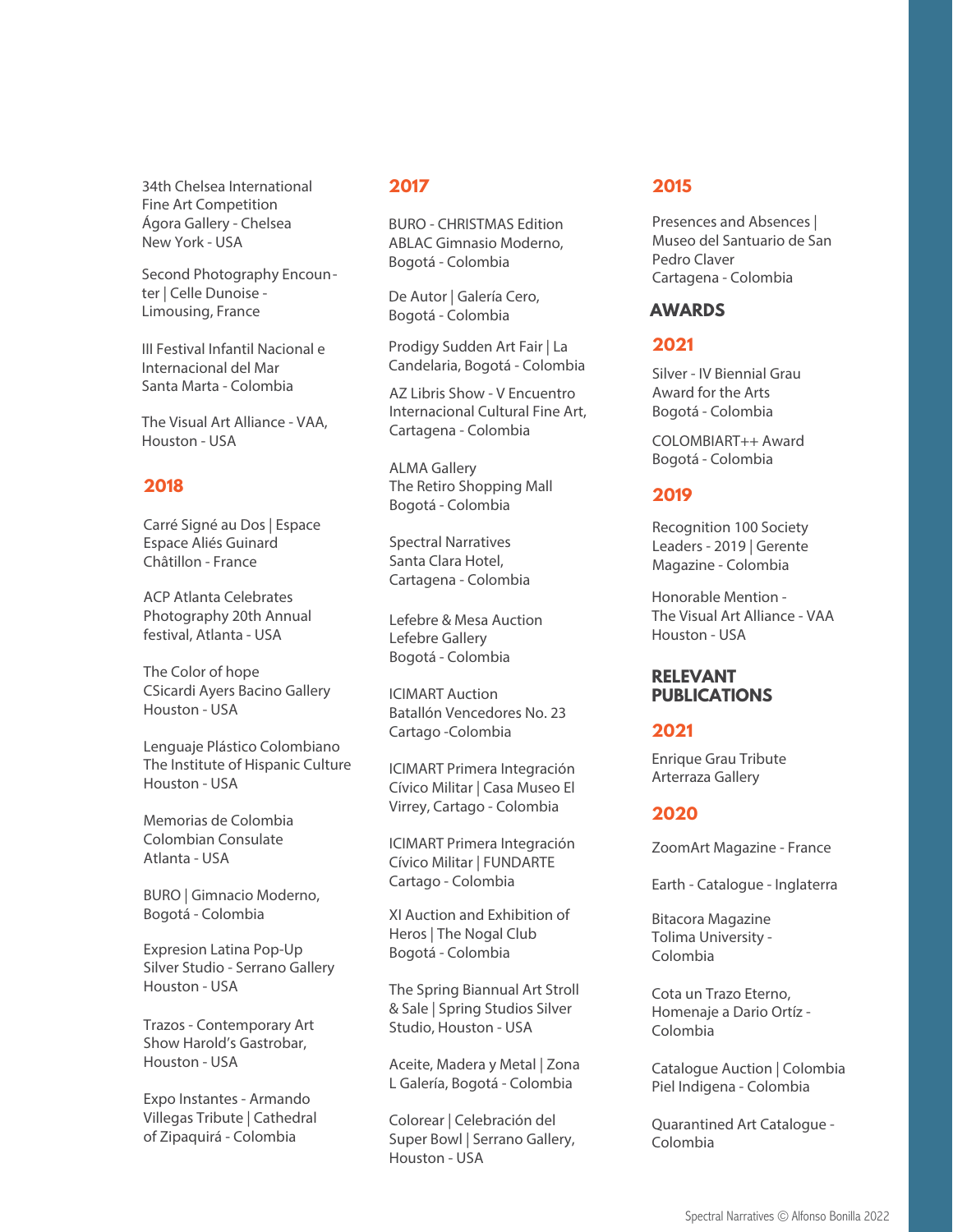34th Chelsea International Fine Art Competition
Ágora Gallery - Chelsea
New York - USA

Second Photography Encounter | Celle Dunoise - Limousing, France

III Festival Infantil Nacional e Internacional del Mar
Santa Marta - Colombia

The Visual Art Alliance - VAA, Houston - USA

## 2018

Carré Signé au Dos | Espace Espace Aliés Guinard
Châtillon - France

ACP Atlanta Celebrates Photography 20th Annual festival, Atlanta - USA

The Color of hope
CSicardi Ayers Bacino Gallery
Houston - USA

Lenguaje Plástico Colombiano
The Institute of Hispanic Culture
Houston - USA

Memorias de Colombia
Colombian Consulate
Atlanta - USA

BURO | Gimnacio Moderno,
Bogotá - Colombia

Expresion Latina Pop-Up
Silver Studio - Serrano Gallery
Houston - USA

Trazos - Contemporary Art Show Harold's Gastrobar,
Houston - USA

Expo Instantes - Armando Villegas Tribute | Cathedral of Zipaquirá - Colombia

## 2017

BURO - CHRISTMAS Edition
ABLAC Gimnasio Moderno,
Bogotá - Colombia

De Autor | Galería Cero,
Bogotá - Colombia

Prodigy Sudden Art Fair | La Candelaria, Bogotá - Colombia

AZ Libris Show - V Encuentro Internacional Cultural Fine Art,
Cartagena - Colombia

ALMA Gallery
The Retiro Shopping Mall
Bogotá - Colombia

Spectral Narratives
Santa Clara Hotel,
Cartagena - Colombia

Lefebre & Mesa Auction
Lefebre Gallery
Bogotá - Colombia

ICIMART Auction
Batallón Vencedores No. 23
Cartago -Colombia

ICIMART Primera Integración Cívico Militar | Casa Museo El Virrey, Cartago - Colombia

ICIMART Primera Integración Cívico Militar | FUNDARTE
Cartago - Colombia

XI Auction and Exhibition of Heros | The Nogal Club
Bogotá - Colombia

The Spring Biannual Art Stroll & Sale | Spring Studios Silver Studio, Houston - USA

Aceite, Madera y Metal | Zona L Galería, Bogotá - Colombia

Colorear | Celebración del Super Bowl | Serrano Gallery,
Houston - USA

## 2015

Presences and Absences | Museo del Santuario de San Pedro Claver
Cartagena - Colombia

# AWARDS

## 2021

Silver - IV Biennial Grau Award for the Arts
Bogotá - Colombia

COLOMBIART++ Award
Bogotá - Colombia

## 2019

Recognition 100 Society Leaders - 2019 | Gerente Magazine - Colombia

Honorable Mention - The Visual Art Alliance - VAA
Houston - USA

# RELEVANT PUBLICATIONS

## 2021

Enrique Grau Tribute
Arterraza Gallery

## 2020

ZoomArt Magazine - France

Earth - Catalogue - Inglaterra

Bitacora Magazine
Tolima University - Colombia

Cota un Trazo Eterno, Homenaje a Dario Ortíz - Colombia

Catalogue Auction | Colombia Piel Indigena - Colombia

Quarantined Art Catalogue - Colombia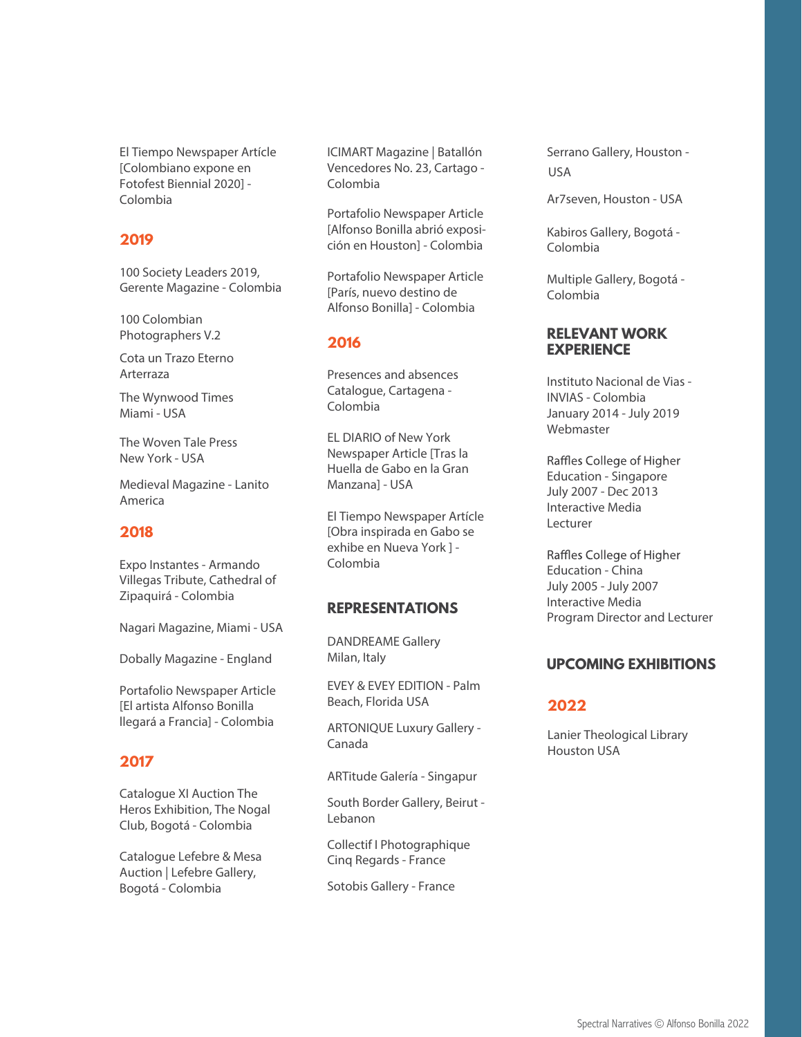El Tiempo Newspaper Artícle [Colombiano expone en Fotofest Biennial 2020] - Colombia

## 2019

100 Society Leaders 2019, Gerente Magazine - Colombia

100 Colombian Photographers V.2

Cota un Trazo Eterno Arterraza

The Wynwood Times Miami - USA

The Woven Tale Press New York - USA

Medieval Magazine - Lanito America

## 2018

Expo Instantes - Armando Villegas Tribute, Cathedral of Zipaquirá - Colombia

Nagari Magazine, Miami - USA

Dobally Magazine - England

Portafolio Newspaper Article [El artista Alfonso Bonilla llegará a Francia] - Colombia

## 2017

Catalogue XI Auction The Heros Exhibition, The Nogal Club, Bogotá - Colombia

Catalogue Lefebre & Mesa Auction | Lefebre Gallery, Bogotá - Colombia

ICIMART Magazine | Batallón Vencedores No. 23, Cartago - Colombia

Portafolio Newspaper Article [Alfonso Bonilla abrió exposición en Houston] - Colombia

Portafolio Newspaper Article [París, nuevo destino de Alfonso Bonilla] - Colombia

## 2016

Presences and absences Catalogue, Cartagena - Colombia

EL DIARIO of New York Newspaper Article [Tras la Huella de Gabo en la Gran Manzana] - USA

El Tiempo Newspaper Artícle [Obra inspirada en Gabo se exhibe en Nueva York ] - Colombia

## REPRESENTATIONS

DANDREAME Gallery Milan, Italy

EVEY & EVEY EDITION - Palm Beach, Florida USA

ARTONIQUE Luxury Gallery - Canada

ARTitude Galería - Singapur

South Border Gallery, Beirut - Lebanon

Collectif I Photographique Cinq Regards - France

Sotobis Gallery - France

Serrano Gallery, Houston - USA

Ar7seven, Houston - USA

Kabiros Gallery, Bogotá - Colombia

Multiple Gallery, Bogotá - Colombia

## RELEVANT WORK EXPERIENCE

Instituto Nacional de Vias - INVIAS - Colombia
January 2014 - July 2019
Webmaster

Raffles College of Higher Education - Singapore
July 2007 - Dec 2013
Interactive Media
Lecturer

Raffles College of Higher Education - China
July 2005 - July 2007
Interactive Media
Program Director and Lecturer

## UPCOMING EXHIBITIONS

## 2022

Lanier Theological Library Houston USA